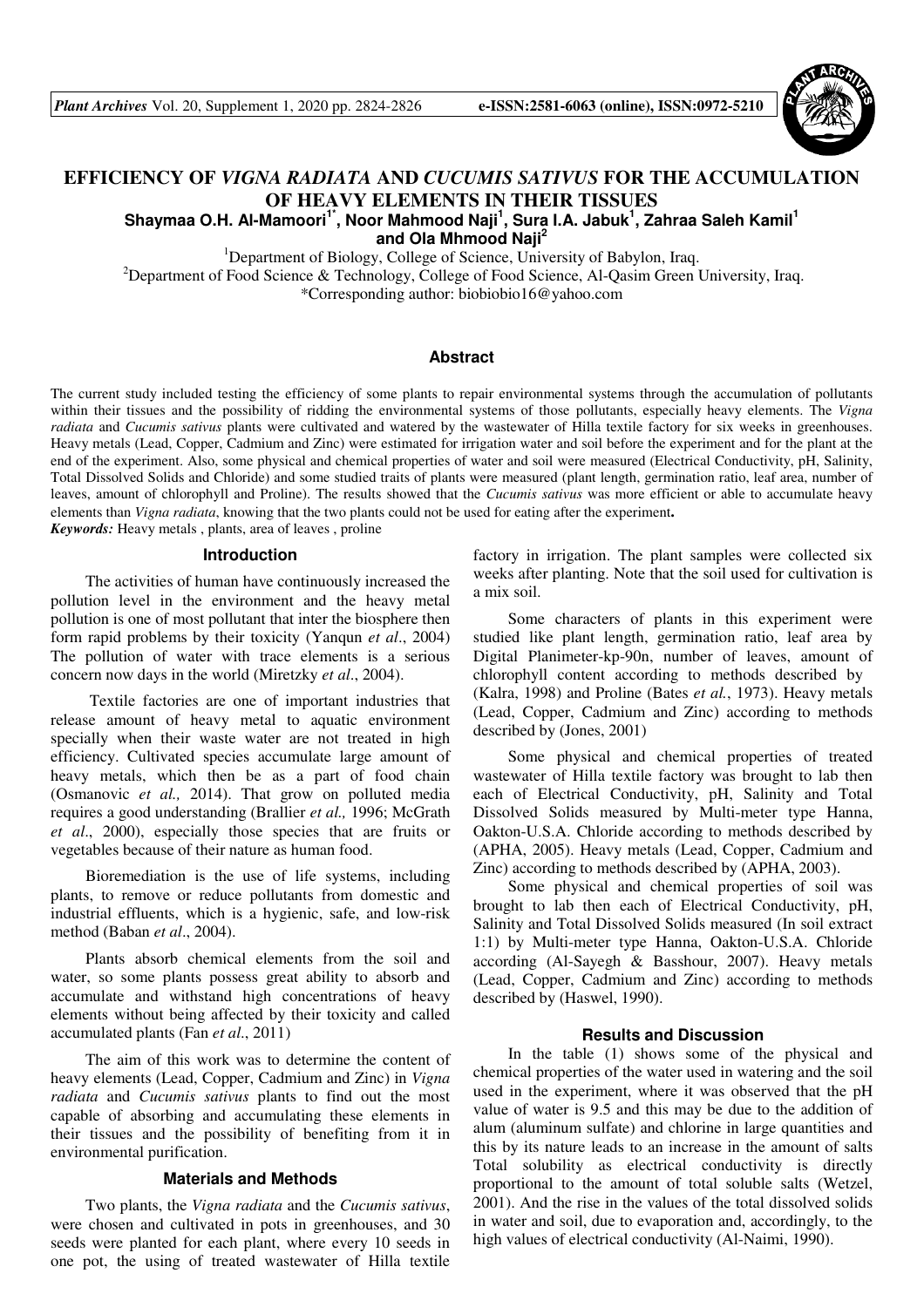# EFFICIENCY OF *VIGNA RADIATA* AND *CUCUMIS SATIVUS* FOR THE ACCUMULATION OF HEAVY ELEMENTS IN THEIR TISSUES

**Shaymaa O.H. Al-Mamoori[1*], Noor Mahmood Naji[1], Sura I.A. Jabuk[1], Zahraa Saleh Kamil[1] and Ola Mhmood Naji[2]**

[1]Department of Biology, College of Science, University of Babylon, Iraq.
[2]Department of Food Science & Technology, College of Food Science, Al-Qasim Green University, Iraq.
*Corresponding author: biobiobio16@yahoo.com

## Abstract

The current study included testing the efficiency of some plants to repair environmental systems through the accumulation of pollutants within their tissues and the possibility of ridding the environmental systems of those pollutants, especially heavy elements. The *Vigna radiata* and *Cucumis sativus* plants were cultivated and watered by the wastewater of Hilla textile factory for six weeks in greenhouses. Heavy metals (Lead, Copper, Cadmium and Zinc) were estimated for irrigation water and soil before the experiment and for the plant at the end of the experiment. Also, some physical and chemical properties of water and soil were measured (Electrical Conductivity, pH, Salinity, Total Dissolved Solids and Chloride) and some studied traits of plants were measured (plant length, germination ratio, leaf area, number of leaves, amount of chlorophyll and Proline). The results showed that the *Cucumis sativus* was more efficient or able to accumulate heavy elements than *Vigna radiata*, knowing that the two plants could not be used for eating after the experiment**.**

***Keywords:*** Heavy metals , plants, area of leaves , proline

## Introduction

The activities of human have continuously increased the pollution level in the environment and the heavy metal pollution is one of most pollutant that inter the biosphere then form rapid problems by their toxicity (Yanqun *et al*., 2004) The pollution of water with trace elements is a serious concern now days in the world (Miretzky *et al*., 2004).

Textile factories are one of important industries that release amount of heavy metal to aquatic environment specially when their waste water are not treated in high efficiency. Cultivated species accumulate large amount of heavy metals, which then be as a part of food chain (Osmanovic *et al.,* 2014). That grow on polluted media requires a good understanding (Brallier *et al.,* 1996; McGrath *et al*., 2000), especially those species that are fruits or vegetables because of their nature as human food.

Bioremediation is the use of life systems, including plants, to remove or reduce pollutants from domestic and industrial effluents, which is a hygienic, safe, and low-risk method (Baban *et al*., 2004).

Plants absorb chemical elements from the soil and water, so some plants possess great ability to absorb and accumulate and withstand high concentrations of heavy elements without being affected by their toxicity and called accumulated plants (Fan *et al*., 2011)

The aim of this work was to determine the content of heavy elements (Lead, Copper, Cadmium and Zinc) in *Vigna radiata* and *Cucumis sativus* plants to find out the most capable of absorbing and accumulating these elements in their tissues and the possibility of benefiting from it in environmental purification.

## Materials and Methods

Two plants, the *Vigna radiata* and the *Cucumis sativus*, were chosen and cultivated in pots in greenhouses, and 30 seeds were planted for each plant, where every 10 seeds in one pot, the using of treated wastewater of Hilla textile factory in irrigation. The plant samples were collected six weeks after planting. Note that the soil used for cultivation is a mix soil.

Some characters of plants in this experiment were studied like plant length, germination ratio, leaf area by Digital Planimeter-kp-90n, number of leaves, amount of chlorophyll content according to methods described by (Kalra, 1998) and Proline (Bates *et al.*, 1973). Heavy metals (Lead, Copper, Cadmium and Zinc) according to methods described by (Jones, 2001)

Some physical and chemical properties of treated wastewater of Hilla textile factory was brought to lab then each of Electrical Conductivity, pH, Salinity and Total Dissolved Solids measured by Multi-meter type Hanna, Oakton-U.S.A. Chloride according to methods described by (APHA, 2005). Heavy metals (Lead, Copper, Cadmium and Zinc) according to methods described by (APHA, 2003).

Some physical and chemical properties of soil was brought to lab then each of Electrical Conductivity, pH, Salinity and Total Dissolved Solids measured (In soil extract 1:1) by Multi-meter type Hanna, Oakton-U.S.A. Chloride according (Al-Sayegh & Basshour, 2007). Heavy metals (Lead, Copper, Cadmium and Zinc) according to methods described by (Haswel, 1990).

## Results and Discussion

In the table (1) shows some of the physical and chemical properties of the water used in watering and the soil used in the experiment, where it was observed that the pH value of water is 9.5 and this may be due to the addition of alum (aluminum sulfate) and chlorine in large quantities and this by its nature leads to an increase in the amount of salts Total solubility as electrical conductivity is directly proportional to the amount of total soluble salts (Wetzel, 2001). And the rise in the values of the total dissolved solids in water and soil, due to evaporation and, accordingly, to the high values of electrical conductivity (Al-Naimi, 1990).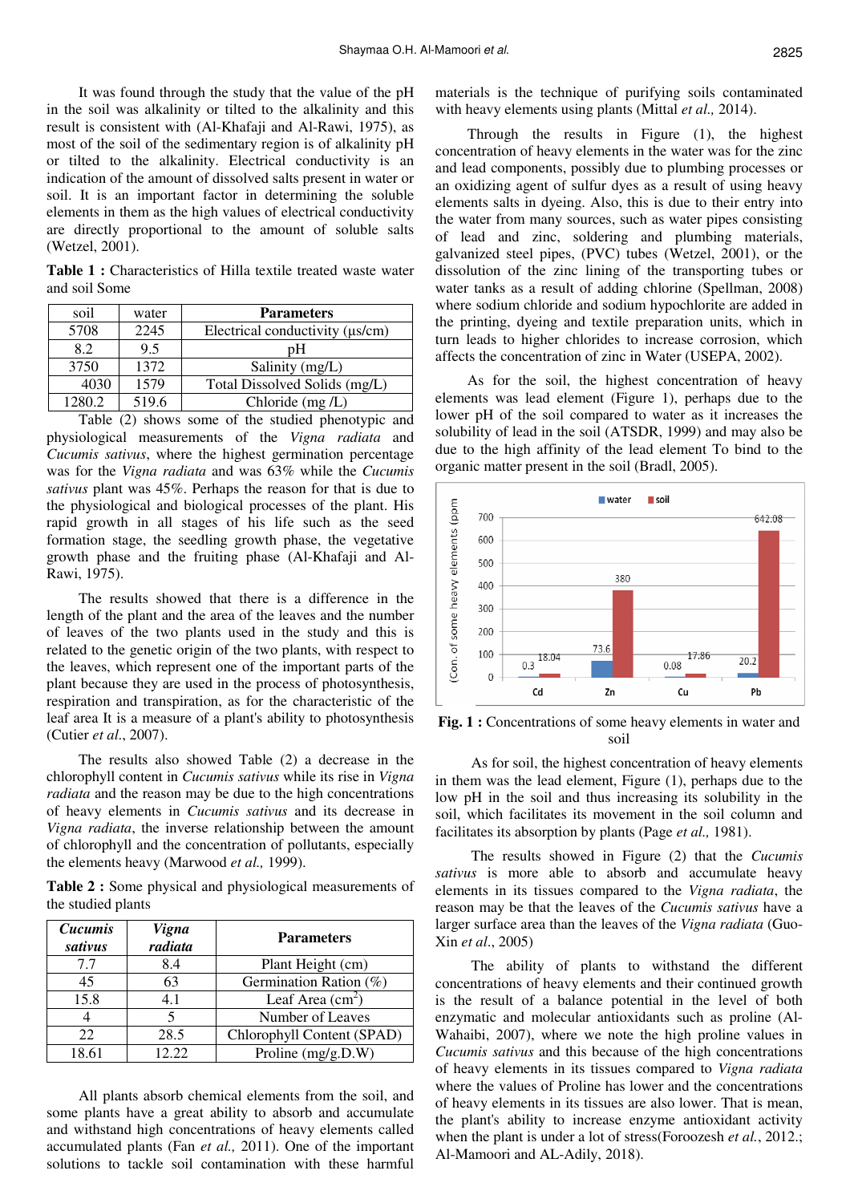It was found through the study that the value of the pH in the soil was alkalinity or tilted to the alkalinity and this result is consistent with (Al-Khafaji and Al-Rawi, 1975), as most of the soil of the sedimentary region is of alkalinity pH or tilted to the alkalinity. Electrical conductivity is an indication of the amount of dissolved salts present in water or soil. It is an important factor in determining the soluble elements in them as the high values of electrical conductivity are directly proportional to the amount of soluble salts (Wetzel, 2001).

**Table 1 :** Characteristics of Hilla textile treated waste water and soil Some

| soil | water | **Parameters** |
|---|---|---|
| 5708 | 2245 | Electrical conductivity (µs/cm) |
| 8.2 | 9.5 | pH |
| 3750 | 1372 | Salinity (mg/L) |
| 4030 | 1579 | Total Dissolved Solids (mg/L) |
| 1280.2 | 519.6 | Chloride (mg /L) |

Table (2) shows some of the studied phenotypic and physiological measurements of the *Vigna radiata* and *Cucumis sativus*, where the highest germination percentage was for the *Vigna radiata* and was 63% while the *Cucumis sativus* plant was 45%. Perhaps the reason for that is due to the physiological and biological processes of the plant. His rapid growth in all stages of his life such as the seed formation stage, the seedling growth phase, the vegetative growth phase and the fruiting phase (Al-Khafaji and Al-Rawi, 1975).

The results showed that there is a difference in the length of the plant and the area of the leaves and the number of leaves of the two plants used in the study and this is related to the genetic origin of the two plants, with respect to the leaves, which represent one of the important parts of the plant because they are used in the process of photosynthesis, respiration and transpiration, as for the characteristic of the leaf area It is a measure of a plant's ability to photosynthesis (Cutier *et al*., 2007).

The results also showed Table (2) a decrease in the chlorophyll content in *Cucumis sativus* while its rise in *Vigna radiata* and the reason may be due to the high concentrations of heavy elements in *Cucumis sativus* and its decrease in *Vigna radiata*, the inverse relationship between the amount of chlorophyll and the concentration of pollutants, especially the elements heavy (Marwood *et al.,* 1999).

**Table 2 :** Some physical and physiological measurements of the studied plants

| ***Cucumis sativus*** | ***Vigna radiata*** | **Parameters** |
|---|---|---|
| 7.7 | 8.4 | Plant Height (cm) |
| 45 | 63 | Germination Ration (%) |
| 15.8 | 4.1 | Leaf Area (cm$^2$) |
| 4 | 5 | Number of Leaves |
| 22 | 28.5 | Chlorophyll Content (SPAD) |
| 18.61 | 12.22 | Proline (mg/g.D.W) |

All plants absorb chemical elements from the soil, and some plants have a great ability to absorb and accumulate and withstand high concentrations of heavy elements called accumulated plants (Fan *et al.,* 2011). One of the important solutions to tackle soil contamination with these harmful materials is the technique of purifying soils contaminated with heavy elements using plants (Mittal *et al.,* 2014).

Through the results in Figure (1), the highest concentration of heavy elements in the water was for the zinc and lead components, possibly due to plumbing processes or an oxidizing agent of sulfur dyes as a result of using heavy elements salts in dyeing. Also, this is due to their entry into the water from many sources, such as water pipes consisting of lead and zinc, soldering and plumbing materials, galvanized steel pipes, (PVC) tubes (Wetzel, 2001), or the dissolution of the zinc lining of the transporting tubes or water tanks as a result of adding chlorine (Spellman, 2008) where sodium chloride and sodium hypochlorite are added in the printing, dyeing and textile preparation units, which in turn leads to higher chlorides to increase corrosion, which affects the concentration of zinc in Water (USEPA, 2002).

As for the soil, the highest concentration of heavy elements was lead element (Figure 1), perhaps due to the lower pH of the soil compared to water as it increases the solubility of lead in the soil (ATSDR, 1999) and may also be due to the high affinity of the lead element To bind to the organic matter present in the soil (Bradl, 2005).

**Fig. 1 :** Concentrations of some heavy elements in water and soil

As for soil, the highest concentration of heavy elements in them was the lead element, Figure (1), perhaps due to the low pH in the soil and thus increasing its solubility in the soil, which facilitates its movement in the soil column and facilitates its absorption by plants (Page *et al.,* 1981).

The results showed in Figure (2) that the *Cucumis sativus* is more able to absorb and accumulate heavy elements in its tissues compared to the *Vigna radiata*, the reason may be that the leaves of the *Cucumis sativus* have a larger surface area than the leaves of the *Vigna radiata* (Guo-Xin *et al*., 2005)

The ability of plants to withstand the different concentrations of heavy elements and their continued growth is the result of a balance potential in the level of both enzymatic and molecular antioxidants such as proline (Al-Wahaibi, 2007), where we note the high proline values in *Cucumis sativus* and this because of the high concentrations of heavy elements in its tissues compared to *Vigna radiata* where the values of Proline has lower and the concentrations of heavy elements in its tissues are also lower. That is mean, the plant's ability to increase enzyme antioxidant activity when the plant is under a lot of stress(Foroozesh *et al.*, 2012.; Al-Mamoori and AL-Adily, 2018).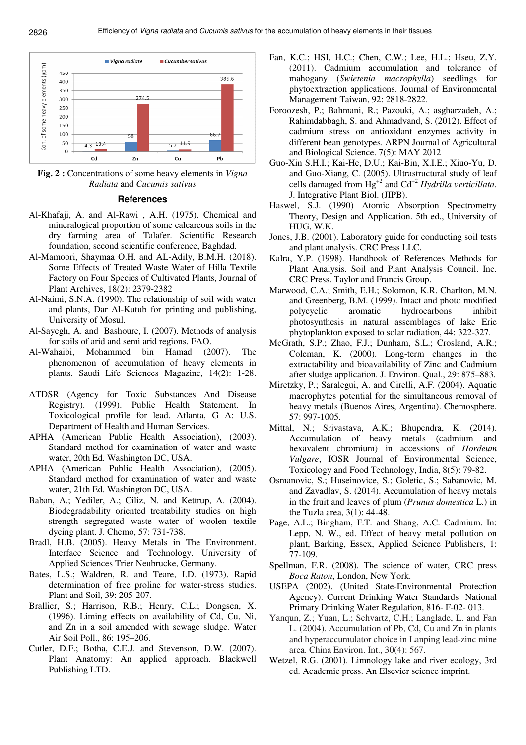Vigna radiate
Cucumber sativus

Con. of some heavy elements (ppm)

450
400
350
300
250
200
150
100
50
0

4.3 13.4
58 274.5
5.7 11.9
66.7 385.6

Cd Zn Cu Pb

**Fig. 2 :** Concentrations of some heavy elements in *Vigna Radiata* and *Cucumis sativus*

## References

Al-Khafaji, A. and Al-Rawi , A.H. (1975). Chemical and mineralogical proportion of some calcareous soils in the dry farming area of Talafer. Scientific Research foundation, second scientific conference, Baghdad.

Al-Mamoori, Shaymaa O.H. and AL-Adily, B.M.H. (2018). Some Effects of Treated Waste Water of Hilla Textile Factory on Four Species of Cultivated Plants, Journal of Plant Archives, 18(2): 2379-2382

Al-Naimi, S.N.A. (1990). The relationship of soil with water and plants, Dar Al-Kutub for printing and publishing, University of Mosul.

Al-Sayegh, A. and Bashoure, I. (2007). Methods of analysis for soils of arid and semi arid regions. FAO.

Al-Wahaibi, Mohammed bin Hamad (2007). The phenomenon of accumulation of heavy elements in plants. Saudi Life Sciences Magazine, 14(2): 1-28.

ATSDR (Agency for Toxic Substances And Disease Registry). (1999). Public Health Statement. In Toxicological profile for lead. Atlanta, G A: U.S. Department of Health and Human Services.

APHA (American Public Health Association), (2003). Standard method for examination of water and waste water, 20th Ed. Washington DC, USA.

APHA (American Public Health Association), (2005). Standard method for examination of water and waste water, 21th Ed. Washington DC, USA.

Baban, A.; Yediler, A.; Ciliz, N. and Kettrup, A. (2004). Biodegradability oriented treatability studies on high strength segregated waste water of woolen textile dyeing plant. J. Chemo, 57: 731-738.

Bradl, H.B. (2005). Heavy Metals in The Environment. Interface Science and Technology. University of Applied Sciences Trier Neubrucke, Germany.

Bates, L.S.; Waldren, R. and Teare, I.D. (1973). Rapid determination of free proline for water-stress studies. Plant and Soil, 39: 205-207.

Brallier, S.; Harrison, R.B.; Henry, C.L.; Dongsen, X. (1996). Liming effects on availability of Cd, Cu, Ni, and Zn in a soil amended with sewage sludge. Water Air Soil Poll., 86: 195–206.

Cutler, D.F.; Botha, C.E.J. and Stevenson, D.W. (2007). Plant Anatomy: An applied approach. Blackwell Publishing LTD.

Fan, K.C.; HSI, H.C.; Chen, C.W.; Lee, H.L.; Hseu, Z.Y. (2011). Cadmium accumulation and tolerance of mahogany (*Swietenia macrophylla*) seedlings for phytoextraction applications. Journal of Environmental Management Taiwan, 92: 2818-2822.

Foroozesh, P.; Bahmani, R.; Pazouki, A.; asgharzadeh, A.; Rahimdabbagh, S. and Ahmadvand, S. (2012). Effect of cadmium stress on antioxidant enzymes activity in different bean genotypes. ARPN Journal of Agricultural and Biological Science. 7(5): MAY 2012

Guo-Xin S.H.I.; Kai-He, D.U.; Kai-Bin, X.I.E.; Xiuo-Yu, D. and Guo-Xiang, C. (2005). Ultrastructural study of leaf cells damaged from $Hg^{+2}$ and $Cd^{+2}$ *Hydrilla verticillata*. J. Integrative Plant Biol. (JIPB).

Haswel, S.J. (1990) Atomic Absorption Spectrometry Theory, Design and Application. 5th ed., University of HUG, W.K.

Jones, J.B. (2001). Laboratory guide for conducting soil tests and plant analysis. CRC Press LLC.

Kalra, Y.P. (1998). Handbook of References Methods for Plant Analysis. Soil and Plant Analysis Council. Inc. CRC Press. Taylor and Francis Group.

Marwood, C.A.; Smith, E.H.; Solomon, K.R. Charlton, M.N. and Greenberg, B.M. (1999). Intact and photo modified polycyclic aromatic hydrocarbons inhibit photosynthesis in natural assemblages of lake Erie phytoplankton exposed to solar radiation, 44: 322-327.

McGrath, S.P.; Zhao, F.J.; Dunham, S.L.; Crosland, A.R.; Coleman, K. (2000). Long-term changes in the extractability and bioavailability of Zinc and Cadmium after sludge application. J. Environ. Qual., 29: 875–883.

Miretzky, P.; Saralegui, A. and Cirelli, A.F. (2004). Aquatic macrophytes potential for the simultaneous removal of heavy metals (Buenos Aires, Argentina). Chemosphere. 57: 997-1005.

Mittal, N.; Srivastava, A.K.; Bhupendra, K. (2014). Accumulation of heavy metals (cadmium and hexavalent chromium) in accessions of *Hordeum Vulgare*, IOSR Journal of Environmental Science, Toxicology and Food Technology, India, 8(5): 79-82.

Osmanovic, S.; Huseinovice, S.; Goletic, S.; Sabanovic, M. and Zavadlav, S. (2014). Accumulation of heavy metals in the fruit and leaves of plum (*Prunus domestica* L.) in the Tuzla area, 3(1): 44-48.

Page, A.L.; Bingham, F.T. and Shang, A.C. Cadmium. In: Lepp, N. W., ed. Effect of heavy metal pollution on plant, Barking, Essex, Applied Science Publishers, 1: 77-109.

Spellman, F.R. (2008). The science of water, CRC press *Boca Raton*, London, New York.

USEPA (2002). (United State-Environmental Protection Agency). Current Drinking Water Standards: National Primary Drinking Water Regulation, 816- F-02- 013.

Yanqun, Z.; Yuan, L.; Schvartz, C.H.; Langlade, L. and Fan L. (2004). Accumulation of Pb, Cd, Cu and Zn in plants and hyperaccumulator choice in Lanping lead-zinc mine area. China Environ. Int., 30(4): 567.

Wetzel, R.G. (2001). Limnology lake and river ecology, 3rd ed. Academic press. An Elsevier science imprint.